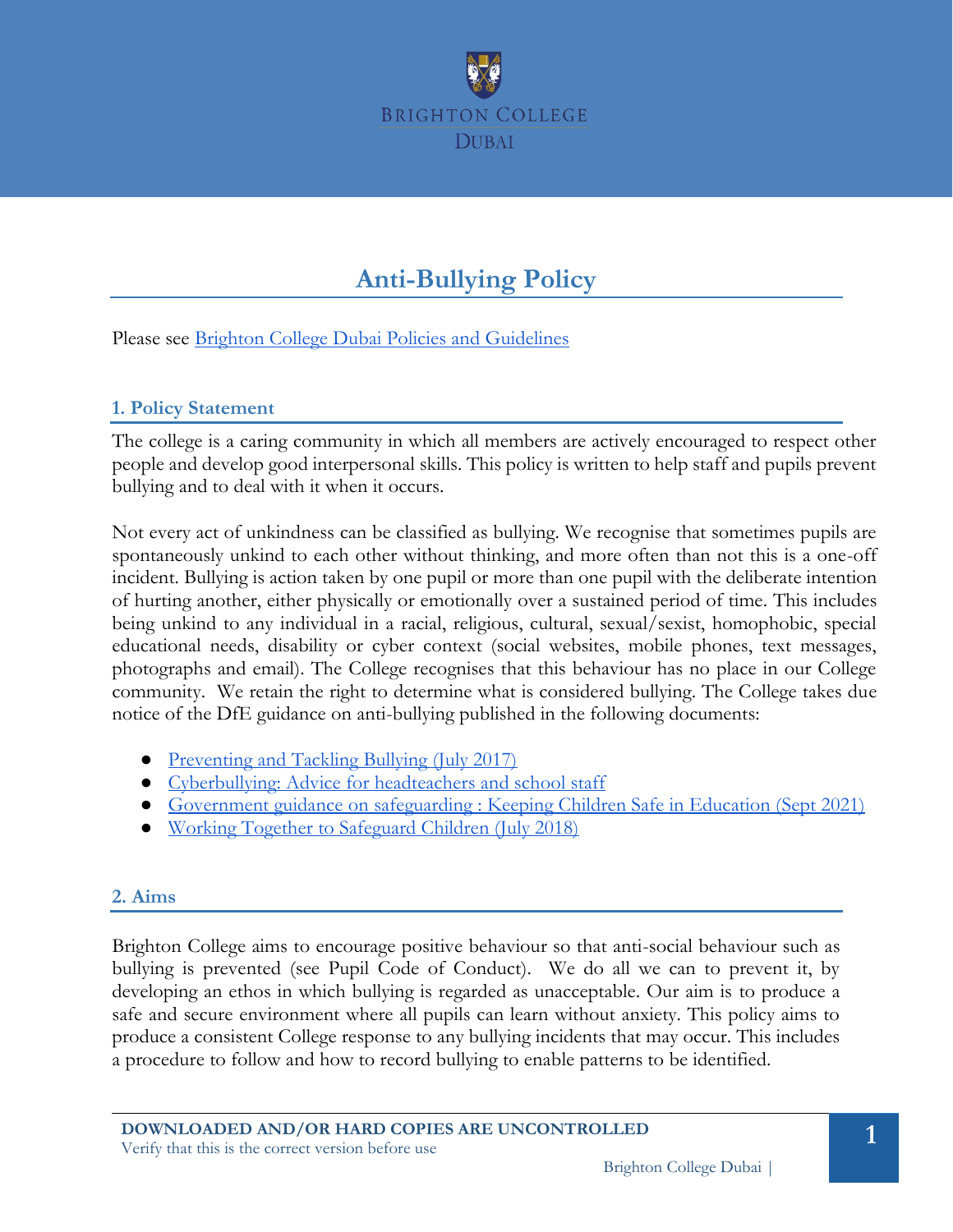# Anti-Bullying Policy

Please see Brighton College Dubai Policies and Guidelines

## 1. Policy Statement

The college is a caring community in which all members are actively encouraged to respect other people and develop good interpersonal skills. This policy is written to help staff and pupils prevent bullying and to deal with it when it occurs.

Not every act of unkindness can be classified as bullying. We recognise that sometimes pupils are spontaneously unkind to each other without thinking, and more often than not this is a one-off incident. Bullying is action taken by one pupil or more than one pupil with the deliberate intention of hurting another, either physically or emotionally over a sustained period of time. This includes being unkind to any individual in a racial, religious, cultural, sexual/sexist, homophobic, special educational needs, disability or cyber context (social websites, mobile phones, text messages, photographs and email). The College recognises that this behaviour has no place in our College community. We retain the right to determine what is considered bullying. The College takes due notice of the DfE guidance on anti-bullying published in the following documents:

- Preventing and Tackling Bullying (July 2017)
- Cyberbullying: Advice for headteachers and school staff
- Government guidance on safeguarding : Keeping Children Safe in Education (Sept 2021)
- Working Together to Safeguard Children (July 2018)

## 2. Aims

Brighton College aims to encourage positive behaviour so that anti-social behaviour such as bullying is prevented (see Pupil Code of Conduct). We do all we can to prevent it, by developing an ethos in which bullying is regarded as unacceptable. Our aim is to produce a safe and secure environment where all pupils can learn without anxiety. This policy aims to produce a consistent College response to any bullying incidents that may occur. This includes a procedure to follow and how to record bullying to enable patterns to be identified.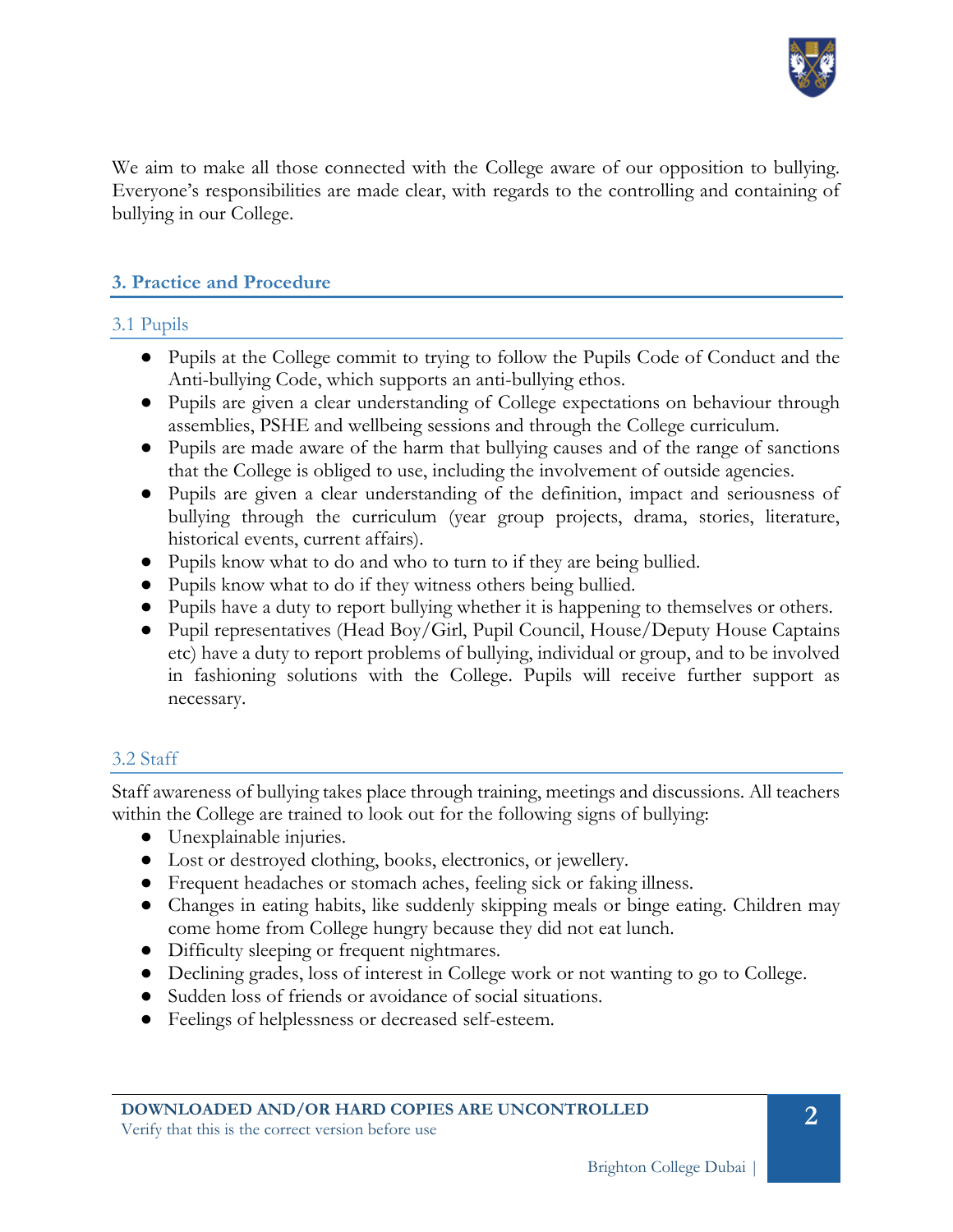We aim to make all those connected with the College aware of our opposition to bullying. Everyone's responsibilities are made clear, with regards to the controlling and containing of bullying in our College.

## 3. Practice and Procedure

### 3.1 Pupils

- Pupils at the College commit to trying to follow the Pupils Code of Conduct and the Anti-bullying Code, which supports an anti-bullying ethos.
- Pupils are given a clear understanding of College expectations on behaviour through assemblies, PSHE and wellbeing sessions and through the College curriculum.
- Pupils are made aware of the harm that bullying causes and of the range of sanctions that the College is obliged to use, including the involvement of outside agencies.
- Pupils are given a clear understanding of the definition, impact and seriousness of bullying through the curriculum (year group projects, drama, stories, literature, historical events, current affairs).
- Pupils know what to do and who to turn to if they are being bullied.
- Pupils know what to do if they witness others being bullied.
- Pupils have a duty to report bullying whether it is happening to themselves or others.
- Pupil representatives (Head Boy/Girl, Pupil Council, House/Deputy House Captains etc) have a duty to report problems of bullying, individual or group, and to be involved in fashioning solutions with the College. Pupils will receive further support as necessary.

### 3.2 Staff

Staff awareness of bullying takes place through training, meetings and discussions. All teachers within the College are trained to look out for the following signs of bullying:

- Unexplainable injuries.
- Lost or destroyed clothing, books, electronics, or jewellery.
- Frequent headaches or stomach aches, feeling sick or faking illness.
- Changes in eating habits, like suddenly skipping meals or binge eating. Children may come home from College hungry because they did not eat lunch.
- Difficulty sleeping or frequent nightmares.
- Declining grades, loss of interest in College work or not wanting to go to College.
- Sudden loss of friends or avoidance of social situations.
- Feelings of helplessness or decreased self-esteem.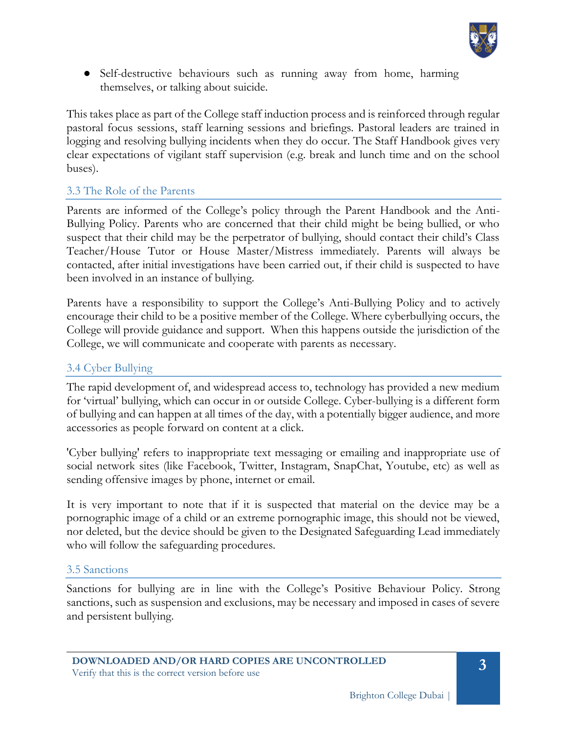- Self-destructive behaviours such as running away from home, harming themselves, or talking about suicide.

This takes place as part of the College staff induction process and is reinforced through regular pastoral focus sessions, staff learning sessions and briefings. Pastoral leaders are trained in logging and resolving bullying incidents when they do occur. The Staff Handbook gives very clear expectations of vigilant staff supervision (e.g. break and lunch time and on the school buses).

### 3.3 The Role of the Parents

Parents are informed of the College's policy through the Parent Handbook and the Anti-Bullying Policy. Parents who are concerned that their child might be being bullied, or who suspect that their child may be the perpetrator of bullying, should contact their child's Class Teacher/House Tutor or House Master/Mistress immediately. Parents will always be contacted, after initial investigations have been carried out, if their child is suspected to have been involved in an instance of bullying.

Parents have a responsibility to support the College's Anti-Bullying Policy and to actively encourage their child to be a positive member of the College. Where cyberbullying occurs, the College will provide guidance and support. When this happens outside the jurisdiction of the College, we will communicate and cooperate with parents as necessary.

### 3.4 Cyber Bullying

The rapid development of, and widespread access to, technology has provided a new medium for 'virtual' bullying, which can occur in or outside College. Cyber-bullying is a different form of bullying and can happen at all times of the day, with a potentially bigger audience, and more accessories as people forward on content at a click.

'Cyber bullying' refers to inappropriate text messaging or emailing and inappropriate use of social network sites (like Facebook, Twitter, Instagram, SnapChat, Youtube, etc) as well as sending offensive images by phone, internet or email.

It is very important to note that if it is suspected that material on the device may be a pornographic image of a child or an extreme pornographic image, this should not be viewed, nor deleted, but the device should be given to the Designated Safeguarding Lead immediately who will follow the safeguarding procedures.

### 3.5 Sanctions

Sanctions for bullying are in line with the College's Positive Behaviour Policy. Strong sanctions, such as suspension and exclusions, may be necessary and imposed in cases of severe and persistent bullying.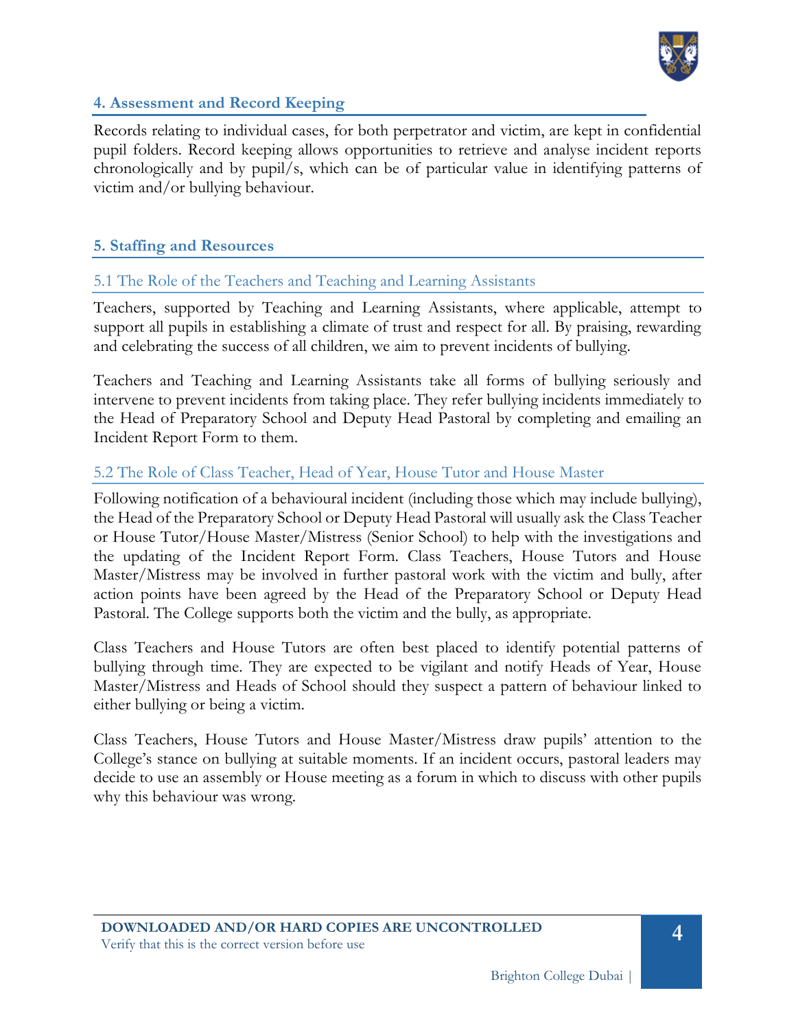## 4. Assessment and Record Keeping

Records relating to individual cases, for both perpetrator and victim, are kept in confidential pupil folders. Record keeping allows opportunities to retrieve and analyse incident reports chronologically and by pupil/s, which can be of particular value in identifying patterns of victim and/or bullying behaviour.

## 5. Staffing and Resources

### 5.1 The Role of the Teachers and Teaching and Learning Assistants

Teachers, supported by Teaching and Learning Assistants, where applicable, attempt to support all pupils in establishing a climate of trust and respect for all. By praising, rewarding and celebrating the success of all children, we aim to prevent incidents of bullying.

Teachers and Teaching and Learning Assistants take all forms of bullying seriously and intervene to prevent incidents from taking place. They refer bullying incidents immediately to the Head of Preparatory School and Deputy Head Pastoral by completing and emailing an Incident Report Form to them.

### 5.2 The Role of Class Teacher, Head of Year, House Tutor and House Master

Following notification of a behavioural incident (including those which may include bullying), the Head of the Preparatory School or Deputy Head Pastoral will usually ask the Class Teacher or House Tutor/House Master/Mistress (Senior School) to help with the investigations and the updating of the Incident Report Form. Class Teachers, House Tutors and House Master/Mistress may be involved in further pastoral work with the victim and bully, after action points have been agreed by the Head of the Preparatory School or Deputy Head Pastoral. The College supports both the victim and the bully, as appropriate.

Class Teachers and House Tutors are often best placed to identify potential patterns of bullying through time. They are expected to be vigilant and notify Heads of Year, House Master/Mistress and Heads of School should they suspect a pattern of behaviour linked to either bullying or being a victim.

Class Teachers, House Tutors and House Master/Mistress draw pupils' attention to the College's stance on bullying at suitable moments. If an incident occurs, pastoral leaders may decide to use an assembly or House meeting as a forum in which to discuss with other pupils why this behaviour was wrong.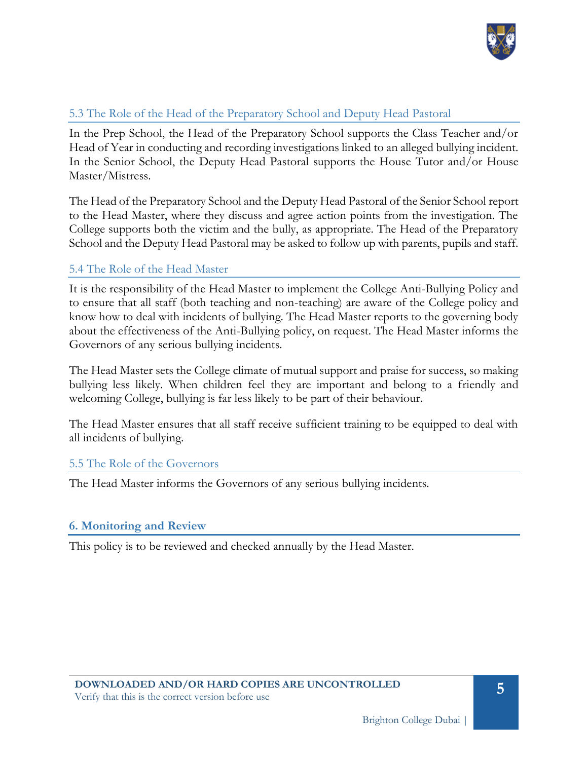### 5.3 The Role of the Head of the Preparatory School and Deputy Head Pastoral

In the Prep School, the Head of the Preparatory School supports the Class Teacher and/or Head of Year in conducting and recording investigations linked to an alleged bullying incident. In the Senior School, the Deputy Head Pastoral supports the House Tutor and/or House Master/Mistress.

The Head of the Preparatory School and the Deputy Head Pastoral of the Senior School report to the Head Master, where they discuss and agree action points from the investigation. The College supports both the victim and the bully, as appropriate. The Head of the Preparatory School and the Deputy Head Pastoral may be asked to follow up with parents, pupils and staff.

### 5.4 The Role of the Head Master

It is the responsibility of the Head Master to implement the College Anti-Bullying Policy and to ensure that all staff (both teaching and non-teaching) are aware of the College policy and know how to deal with incidents of bullying. The Head Master reports to the governing body about the effectiveness of the Anti-Bullying policy, on request. The Head Master informs the Governors of any serious bullying incidents.

The Head Master sets the College climate of mutual support and praise for success, so making bullying less likely. When children feel they are important and belong to a friendly and welcoming College, bullying is far less likely to be part of their behaviour.

The Head Master ensures that all staff receive sufficient training to be equipped to deal with all incidents of bullying.

### 5.5 The Role of the Governors

The Head Master informs the Governors of any serious bullying incidents.

## 6. Monitoring and Review

This policy is to be reviewed and checked annually by the Head Master.

**DOWNLOADED AND/OR HARD COPIES ARE UNCONTROLLED**
Verify that this is the correct version before use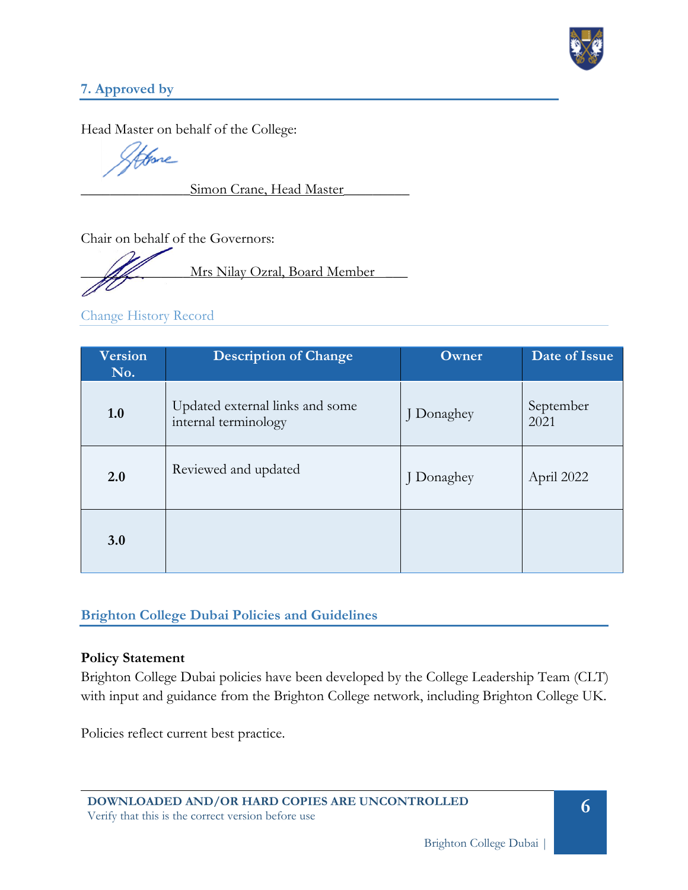## 7. Approved by

Head Master on behalf of the College:

________________Simon Crane, Head Master__________

Chair on behalf of the Governors:

________________Mrs Nilay Ozral, Board Member ____

Change History Record

| Version No. | Description of Change | Owner | Date of Issue |
|---|---|---|---|
| **1.0** | Updated external links and some internal terminology | J Donaghey | September 2021 |
| **2.0** | Reviewed and updated | J Donaghey | April 2022 |
| **3.0** | | | |

## Brighton College Dubai Policies and Guidelines

**Policy Statement**

Brighton College Dubai policies have been developed by the College Leadership Team (CLT) with input and guidance from the Brighton College network, including Brighton College UK.

Policies reflect current best practice.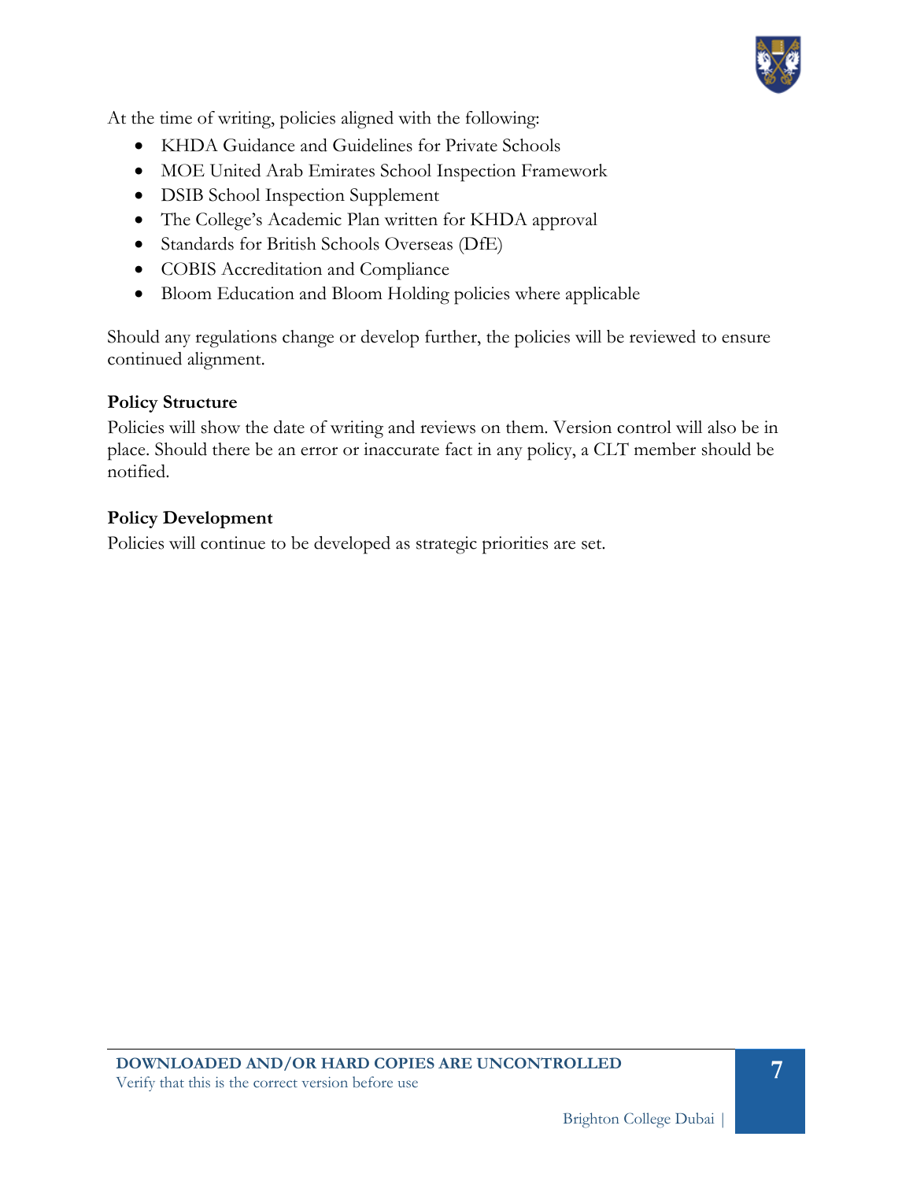At the time of writing, policies aligned with the following:

- KHDA Guidance and Guidelines for Private Schools
- MOE United Arab Emirates School Inspection Framework
- DSIB School Inspection Supplement
- The College's Academic Plan written for KHDA approval
- Standards for British Schools Overseas (DfE)
- COBIS Accreditation and Compliance
- Bloom Education and Bloom Holding policies where applicable

Should any regulations change or develop further, the policies will be reviewed to ensure continued alignment.

**Policy Structure**

Policies will show the date of writing and reviews on them. Version control will also be in place. Should there be an error or inaccurate fact in any policy, a CLT member should be notified.

**Policy Development**

Policies will continue to be developed as strategic priorities are set.